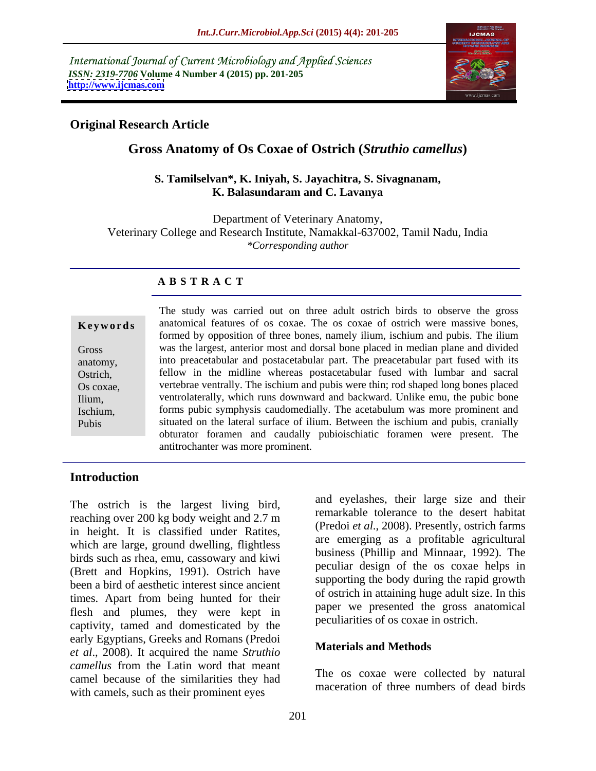International Journal of Current Microbiology and Applied Sciences
*ISSN: 2319-7706* **Volume 4 Number 4 (2015) pp. 201-205**
**http://www.ijcmas.com**

**Original Research Article**

# Gross Anatomy of Os Coxae of Ostrich (*Struthio camellus*)

**S. Tamilselvan\*, K. Iniyah, S. Jayachitra, S. Sivagnanam, K. Balasundaram and C. Lavanya**

Department of Veterinary Anatomy,
Veterinary College and Research Institute, Namakkal-637002, Tamil Nadu, India
*\*Corresponding author*

## ABSTRACT

**Keywords**

Gross anatomy, Ostrich, Os coxae, Ilium, Ischium, Pubis

The study was carried out on three adult ostrich birds to observe the gross anatomical features of os coxae. The os coxae of ostrich were massive bones, formed by opposition of three bones, namely ilium, ischium and pubis. The ilium was the largest, anterior most and dorsal bone placed in median plane and divided into preacetabular and postacetabular part. The preacetabular part fused with its fellow in the midline whereas postacetabular fused with lumbar and sacral vertebrae ventrally. The ischium and pubis were thin; rod shaped long bones placed ventrolaterally, which runs downward and backward. Unlike emu, the pubic bone forms pubic symphysis caudomedially. The acetabulum was more prominent and situated on the lateral surface of ilium. Between the ischium and pubis, cranially obturator foramen and caudally pubioischiatic foramen were present. The antitrochanter was more prominent.

## Introduction

The ostrich is the largest living bird, reaching over 200 kg body weight and 2.7 m in height. It is classified under Ratites, which are large, ground dwelling, flightless birds such as rhea, emu, cassowary and kiwi (Brett and Hopkins, 1991). Ostrich have been a bird of aesthetic interest since ancient times. Apart from being hunted for their flesh and plumes, they were kept in captivity, tamed and domesticated by the early Egyptians, Greeks and Romans (Predoi *et al*., 2008). It acquired the name *Struthio camellus* from the Latin word that meant camel because of the similarities they had with camels, such as their prominent eyes and eyelashes, their large size and their remarkable tolerance to the desert habitat (Predoi *et al*., 2008). Presently, ostrich farms are emerging as a profitable agricultural business (Phillip and Minnaar, 1992). The peculiar design of the os coxae helps in supporting the body during the rapid growth of ostrich in attaining huge adult size. In this paper we presented the gross anatomical peculiarities of os coxae in ostrich.

## Materials and Methods

The os coxae were collected by natural maceration of three numbers of dead birds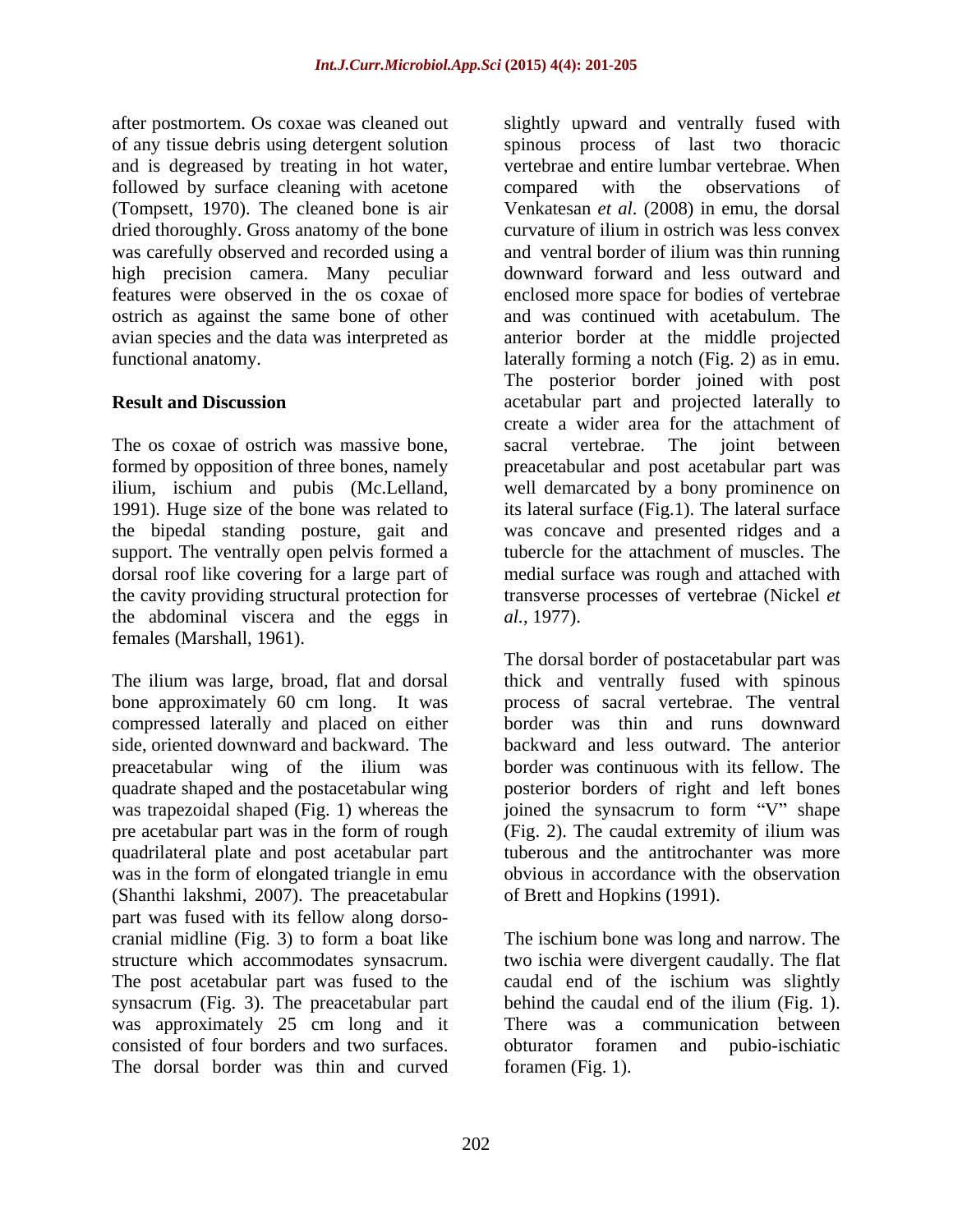after postmortem. Os coxae was cleaned out of any tissue debris using detergent solution and is degreased by treating in hot water, followed by surface cleaning with acetone (Tompsett, 1970). The cleaned bone is air dried thoroughly. Gross anatomy of the bone was carefully observed and recorded using a high precision camera. Many peculiar features were observed in the os coxae of ostrich as against the same bone of other avian species and the data was interpreted as functional anatomy.

## Result and Discussion

The os coxae of ostrich was massive bone, formed by opposition of three bones, namely ilium, ischium and pubis (Mc.Lelland, 1991). Huge size of the bone was related to the bipedal standing posture, gait and support. The ventrally open pelvis formed a dorsal roof like covering for a large part of the cavity providing structural protection for the abdominal viscera and the eggs in females (Marshall, 1961).

The ilium was large, broad, flat and dorsal bone approximately 60 cm long. It was compressed laterally and placed on either side, oriented downward and backward. The preacetabular wing of the ilium was quadrate shaped and the postacetabular wing was trapezoidal shaped (Fig. 1) whereas the pre acetabular part was in the form of rough quadrilateral plate and post acetabular part was in the form of elongated triangle in emu (Shanthi lakshmi, 2007). The preacetabular part was fused with its fellow along dorso-cranial midline (Fig. 3) to form a boat like structure which accommodates synsacrum. The post acetabular part was fused to the synsacrum (Fig. 3). The preacetabular part was approximately 25 cm long and it consisted of four borders and two surfaces. The dorsal border was thin and curved slightly upward and ventrally fused with spinous process of last two thoracic vertebrae and entire lumbar vertebrae. When compared with the observations of Venkatesan *et al*. (2008) in emu, the dorsal curvature of ilium in ostrich was less convex and ventral border of ilium was thin running downward forward and less outward and enclosed more space for bodies of vertebrae and was continued with acetabulum. The anterior border at the middle projected laterally forming a notch (Fig. 2) as in emu. The posterior border joined with post acetabular part and projected laterally to create a wider area for the attachment of sacral vertebrae. The joint between preacetabular and post acetabular part was well demarcated by a bony prominence on its lateral surface (Fig.1). The lateral surface was concave and presented ridges and a tubercle for the attachment of muscles. The medial surface was rough and attached with transverse processes of vertebrae (Nickel *et al.*, 1977).

The dorsal border of postacetabular part was thick and ventrally fused with spinous process of sacral vertebrae. The ventral border was thin and runs downward backward and less outward. The anterior border was continuous with its fellow. The posterior borders of right and left bones joined the synsacrum to form "V" shape (Fig. 2). The caudal extremity of ilium was tuberous and the antitrochanter was more obvious in accordance with the observation of Brett and Hopkins (1991).

The ischium bone was long and narrow. The two ischia were divergent caudally. The flat caudal end of the ischium was slightly behind the caudal end of the ilium (Fig. 1). There was a communication between obturator foramen and pubio-ischiatic foramen (Fig. 1).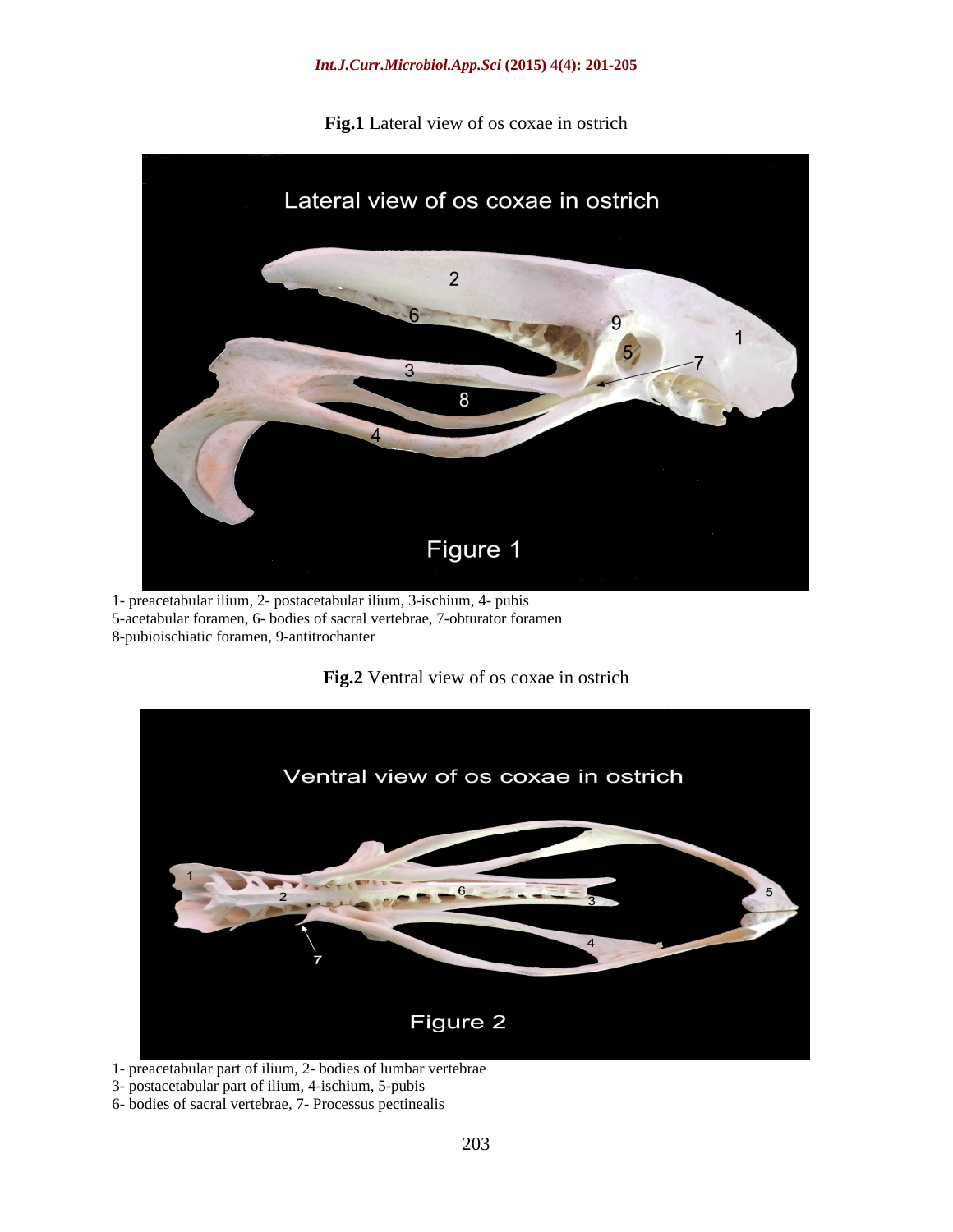**Fig.1** Lateral view of os coxae in ostrich

1- preacetabular ilium, 2- postacetabular ilium, 3-ischium, 4- pubis
5-acetabular foramen, 6- bodies of sacral vertebrae, 7-obturator foramen
8-pubioischiatic foramen, 9-antitrochanter

**Fig.2** Ventral view of os coxae in ostrich

1- preacetabular part of ilium, 2- bodies of lumbar vertebrae
3- postacetabular part of ilium, 4-ischium, 5-pubis
6- bodies of sacral vertebrae, 7- Processus pectinealis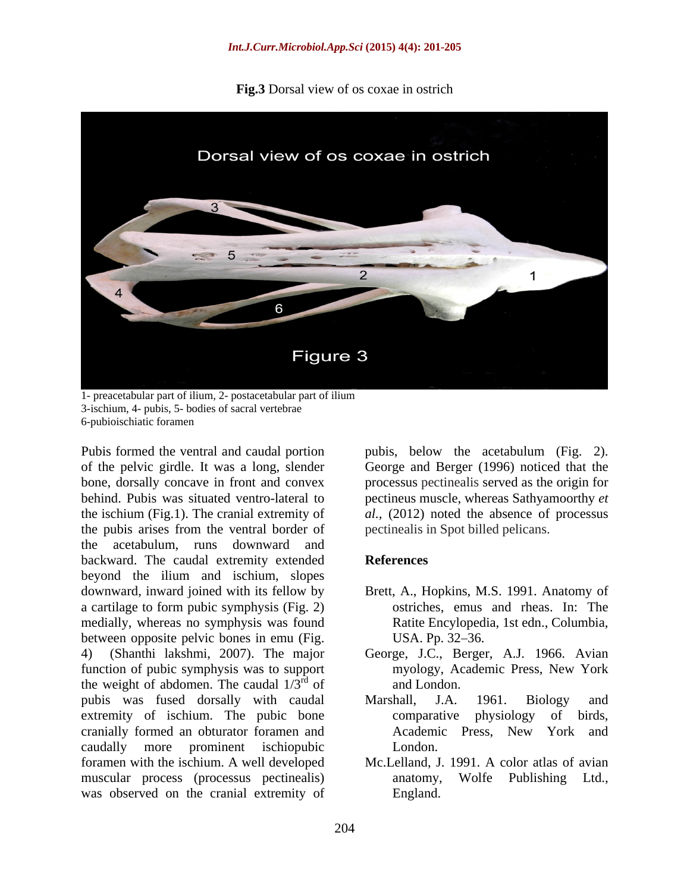**Fig.3** Dorsal view of os coxae in ostrich

1- preacetabular part of ilium, 2- postacetabular part of ilium
3-ischium, 4- pubis, 5- bodies of sacral vertebrae
6-pubioischiatic foramen

Pubis formed the ventral and caudal portion of the pelvic girdle. It was a long, slender bone, dorsally concave in front and convex behind. Pubis was situated ventro-lateral to the ischium (Fig.1). The cranial extremity of the pubis arises from the ventral border of the acetabulum, runs downward and backward. The caudal extremity extended beyond the ilium and ischium, slopes downward, inward joined with its fellow by a cartilage to form pubic symphysis (Fig. 2) medially, whereas no symphysis was found between opposite pelvic bones in emu (Fig. 4) (Shanthi lakshmi, 2007). The major function of pubic symphysis was to support the weight of abdomen. The caudal $1/3^{rd}$ of pubis was fused dorsally with caudal extremity of ischium. The pubic bone cranially formed an obturator foramen and caudally more prominent ischiopubic foramen with the ischium. A well developed muscular process (processus pectinealis) was observed on the cranial extremity of pubis, below the acetabulum (Fig. 2). George and Berger (1996) noticed that the processus pectinealis served as the origin for pectineus muscle, whereas Sathyamoorthy *et al.,* (2012) noted the absence of processus pectinealis in Spot billed pelicans.

## References

Brett, A., Hopkins, M.S. 1991. Anatomy of ostriches, emus and rheas. In: The Ratite Encylopedia, 1st edn., Columbia, USA. Pp. 32–36.

George, J.C., Berger, A.J. 1966. Avian myology, Academic Press, New York and London.

Marshall, J.A. 1961. Biology and comparative physiology of birds, Academic Press, New York and London.

Mc.Lelland, J. 1991. A color atlas of avian anatomy, Wolfe Publishing Ltd., England.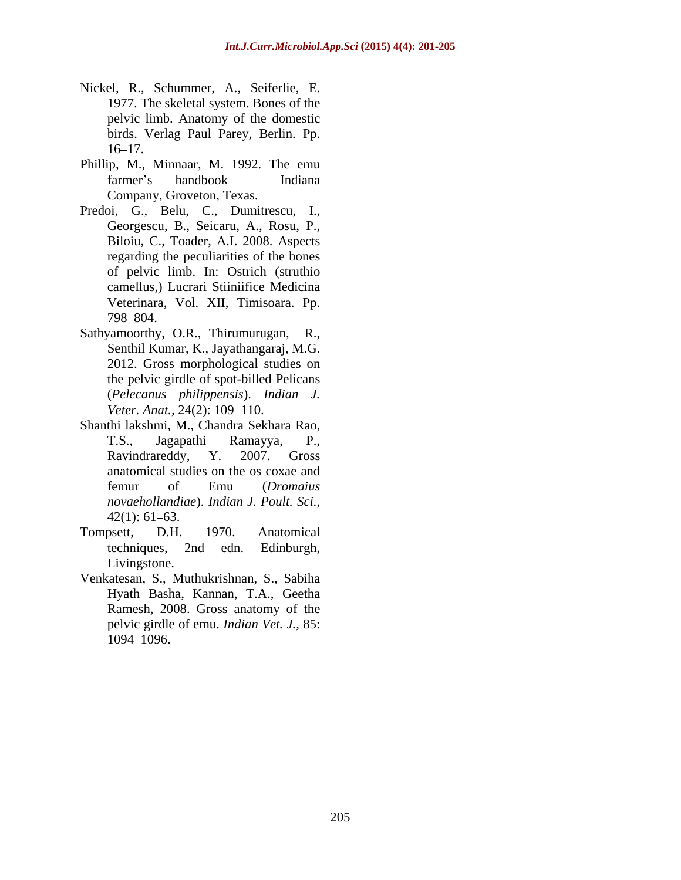Nickel, R., Schummer, A., Seiferlie, E. 1977. The skeletal system. Bones of the pelvic limb. Anatomy of the domestic birds. Verlag Paul Parey, Berlin. Pp. 16–17.

Phillip, M., Minnaar, M. 1992. The emu farmer's handbook – Indiana Company, Groveton, Texas.

Predoi, G., Belu, C., Dumitrescu, I., Georgescu, B., Seicaru, A., Rosu, P., Biloiu, C., Toader, A.I. 2008. Aspects regarding the peculiarities of the bones of pelvic limb. In: Ostrich (struthio camellus,) Lucrari Stiiniifice Medicina Veterinara, Vol. XII, Timisoara. Pp. 798–804.

Sathyamoorthy, O.R., Thirumurugan, R., Senthil Kumar, K., Jayathangaraj, M.G. 2012. Gross morphological studies on the pelvic girdle of spot-billed Pelicans (*Pelecanus philippensis*). *Indian J. Veter. Anat.,* 24(2): 109–110.

Shanthi lakshmi, M., Chandra Sekhara Rao, T.S., Jagapathi Ramayya, P., Ravindrareddy, Y. 2007. Gross anatomical studies on the os coxae and femur of Emu (*Dromaius novaehollandiae*). *Indian J. Poult. Sci.,* 42(1): 61–63.

Tompsett, D.H. 1970. Anatomical techniques, 2nd edn. Edinburgh, Livingstone.

Venkatesan, S., Muthukrishnan, S., Sabiha Hyath Basha, Kannan, T.A., Geetha Ramesh, 2008. Gross anatomy of the pelvic girdle of emu. *Indian Vet. J.,* 85: 1094–1096.